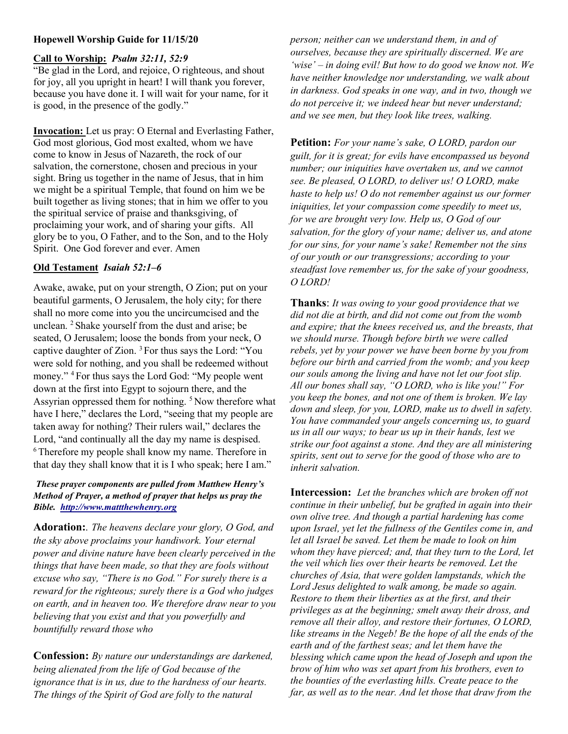**Hopewell Worship Guide for 11/15/20**

**Call to Worship:** ***Psalm 32:11, 52:9***

"Be glad in the Lord, and rejoice, O righteous, and shout for joy, all you upright in heart! I will thank you forever, because you have done it. I will wait for your name, for it is good, in the presence of the godly."

**Invocation:** Let us pray: O Eternal and Everlasting Father, God most glorious, God most exalted, whom we have come to know in Jesus of Nazareth, the rock of our salvation, the cornerstone, chosen and precious in your sight. Bring us together in the name of Jesus, that in him we might be a spiritual Temple, that found on him we be built together as living stones; that in him we offer to you the spiritual service of praise and thanksgiving, of proclaiming your work, and of sharing your gifts. All glory be to you, O Father, and to the Son, and to the Holy Spirit. One God forever and ever. Amen

**Old Testament** ***Isaiah 52:1–6***

Awake, awake, put on your strength, O Zion; put on your beautiful garments, O Jerusalem, the holy city; for there shall no more come into you the uncircumcised and the unclean. 2 Shake yourself from the dust and arise; be seated, O Jerusalem; loose the bonds from your neck, O captive daughter of Zion. 3 For thus says the Lord: "You were sold for nothing, and you shall be redeemed without money." 4 For thus says the Lord God: "My people went down at the first into Egypt to sojourn there, and the Assyrian oppressed them for nothing. 5 Now therefore what have I here," declares the Lord, "seeing that my people are taken away for nothing? Their rulers wail," declares the Lord, "and continually all the day my name is despised. 6 Therefore my people shall know my name. Therefore in that day they shall know that it is I who speak; here I am."

***These prayer components are pulled from Matthew Henry's Method of Prayer, a method of prayer that helps us pray the Bible. [http://www.mattthewhenry.org](http://www.mattthewhenry.org)***

**Adoration:**. *The heavens declare your glory, O God, and the sky above proclaims your handiwork. Your eternal power and divine nature have been clearly perceived in the things that have been made, so that they are fools without excuse who say, "There is no God." For surely there is a reward for the righteous; surely there is a God who judges on earth, and in heaven too. We therefore draw near to you believing that you exist and that you powerfully and bountifully reward those who*

**Confession:** *By nature our understandings are darkened, being alienated from the life of God because of the ignorance that is in us, due to the hardness of our hearts. The things of the Spirit of God are folly to the natural person; neither can we understand them, in and of ourselves, because they are spiritually discerned. We are 'wise' – in doing evil! But how to do good we know not. We have neither knowledge nor understanding, we walk about in darkness. God speaks in one way, and in two, though we do not perceive it; we indeed hear but never understand; and we see men, but they look like trees, walking.*

**Petition:** *For your name's sake, O LORD, pardon our guilt, for it is great; for evils have encompassed us beyond number; our iniquities have overtaken us, and we cannot see. Be pleased, O LORD, to deliver us! O LORD, make haste to help us! O do not remember against us our former iniquities, let your compassion come speedily to meet us, for we are brought very low. Help us, O God of our salvation, for the glory of your name; deliver us, and atone for our sins, for your name's sake! Remember not the sins of our youth or our transgressions; according to your steadfast love remember us, for the sake of your goodness, O LORD!*

**Thanks**: *It was owing to your good providence that we did not die at birth, and did not come out from the womb and expire; that the knees received us, and the breasts, that we should nurse. Though before birth we were called rebels, yet by your power we have been borne by you from before our birth and carried from the womb; and you keep our souls among the living and have not let our foot slip. All our bones shall say, "O LORD, who is like you!" For you keep the bones, and not one of them is broken. We lay down and sleep, for you, LORD, make us to dwell in safety. You have commanded your angels concerning us, to guard us in all our ways; to bear us up in their hands, lest we strike our foot against a stone. And they are all ministering spirits, sent out to serve for the good of those who are to inherit salvation.*

**Intercession:** *Let the branches which are broken off not continue in their unbelief, but be grafted in again into their own olive tree. And though a partial hardening has come upon Israel, yet let the fullness of the Gentiles come in, and let all Israel be saved. Let them be made to look on him whom they have pierced; and, that they turn to the Lord, let the veil which lies over their hearts be removed. Let the churches of Asia, that were golden lampstands, which the Lord Jesus delighted to walk among, be made so again. Restore to them their liberties as at the first, and their privileges as at the beginning; smelt away their dross, and remove all their alloy, and restore their fortunes, O LORD, like streams in the Negeb! Be the hope of all the ends of the earth and of the farthest seas; and let them have the blessing which came upon the head of Joseph and upon the brow of him who was set apart from his brothers, even to the bounties of the everlasting hills. Create peace to the far, as well as to the near. And let those that draw from the*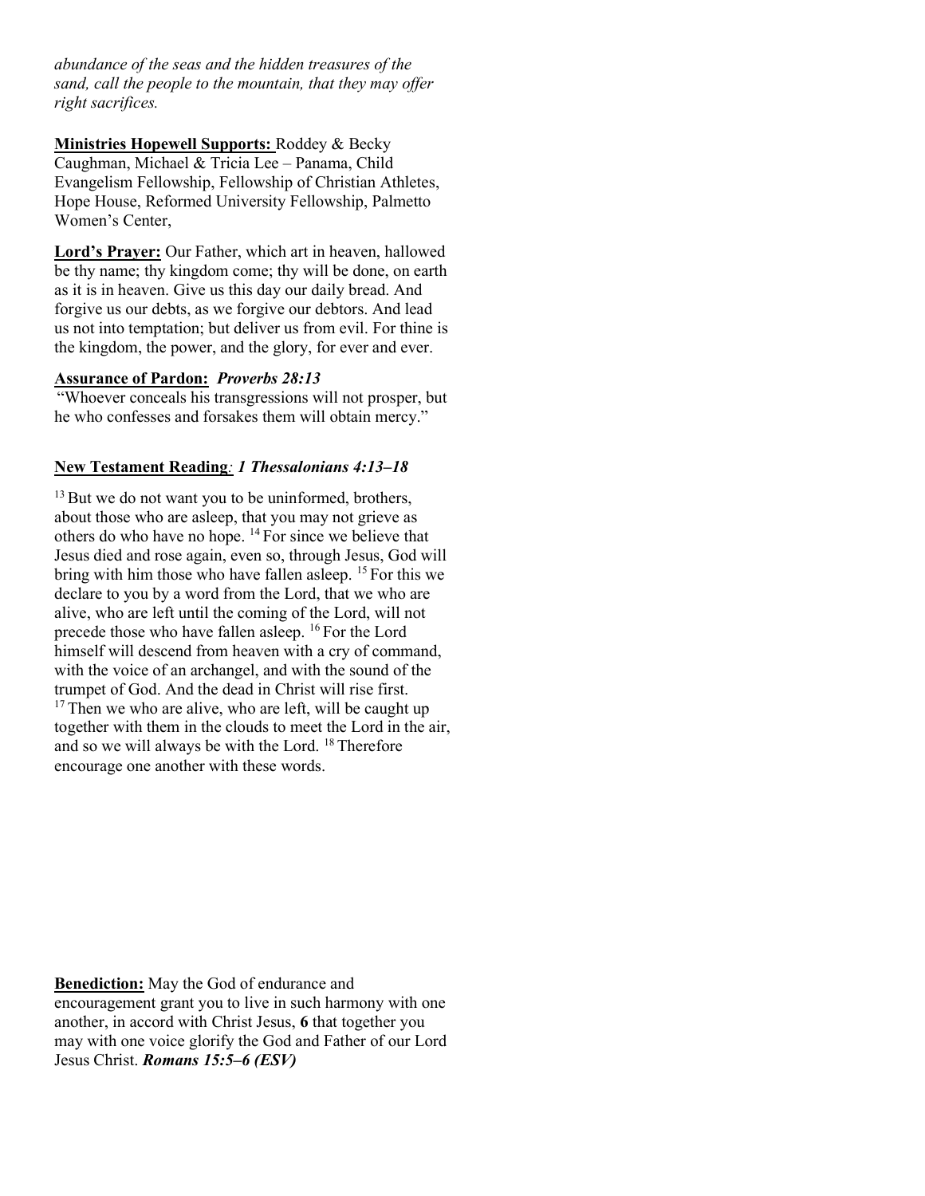*abundance of the seas and the hidden treasures of the sand, call the people to the mountain, that they may offer right sacrifices.*

**Ministries Hopewell Supports:** Roddey & Becky Caughman, Michael & Tricia Lee – Panama, Child Evangelism Fellowship, Fellowship of Christian Athletes, Hope House, Reformed University Fellowship, Palmetto Women's Center,

**Lord's Prayer:** Our Father, which art in heaven, hallowed be thy name; thy kingdom come; thy will be done, on earth as it is in heaven. Give us this day our daily bread. And forgive us our debts, as we forgive our debtors. And lead us not into temptation; but deliver us from evil. For thine is the kingdom, the power, and the glory, for ever and ever.

**Assurance of Pardon:** ***Proverbs 28:13***

"Whoever conceals his transgressions will not prosper, but he who confesses and forsakes them will obtain mercy."

**New Testament Reading**: ***1 Thessalonians 4:13–18***

[13] But we do not want you to be uninformed, brothers, about those who are asleep, that you may not grieve as others do who have no hope. [14] For since we believe that Jesus died and rose again, even so, through Jesus, God will bring with him those who have fallen asleep. [15] For this we declare to you by a word from the Lord, that we who are alive, who are left until the coming of the Lord, will not precede those who have fallen asleep. [16] For the Lord himself will descend from heaven with a cry of command, with the voice of an archangel, and with the sound of the trumpet of God. And the dead in Christ will rise first. [17] Then we who are alive, who are left, will be caught up together with them in the clouds to meet the Lord in the air, and so we will always be with the Lord. [18] Therefore encourage one another with these words.

**Benediction:** May the God of endurance and encouragement grant you to live in such harmony with one another, in accord with Christ Jesus, **6** that together you may with one voice glorify the God and Father of our Lord Jesus Christ. ***Romans 15:5–6 (ESV)***